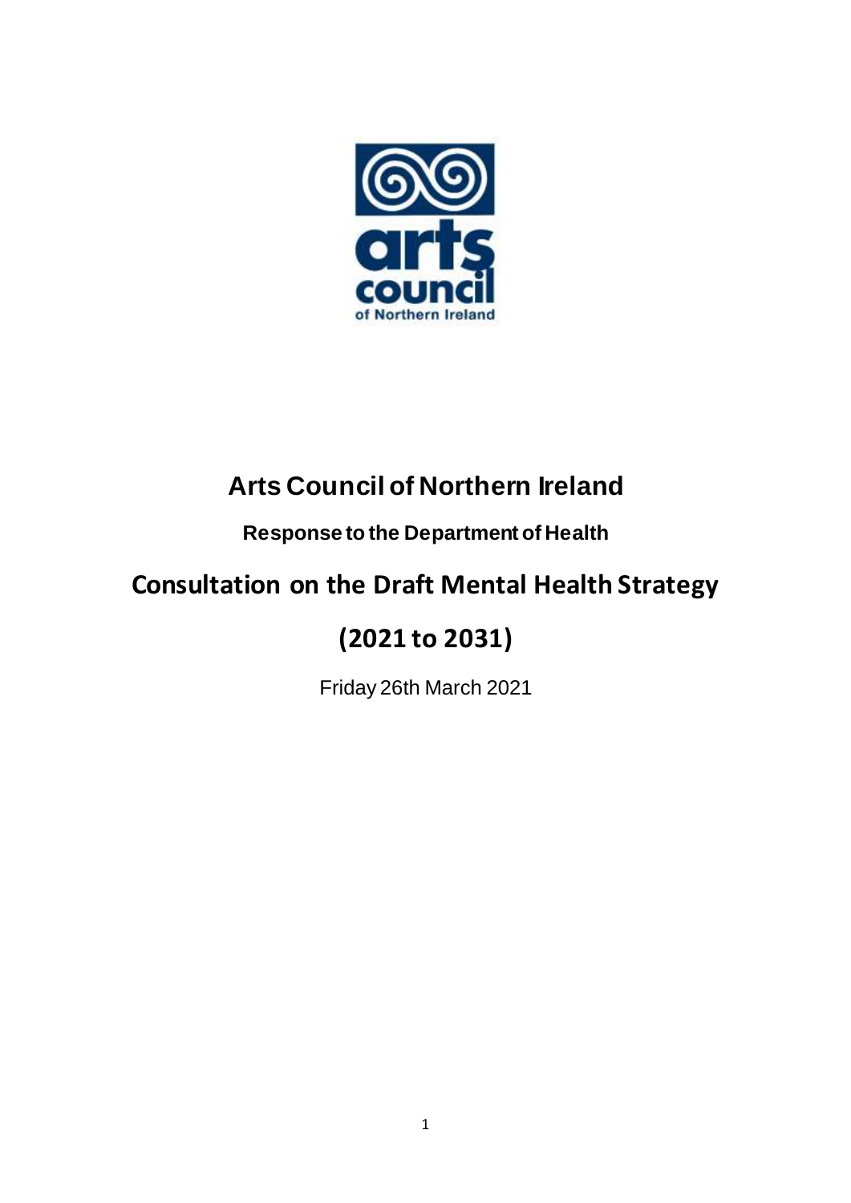# Arts Council of Northern Ireland

### Response to the Department of Health

## Consultation on the Draft Mental Health Strategy

## (2021 to 2031)

Friday 26th March 2021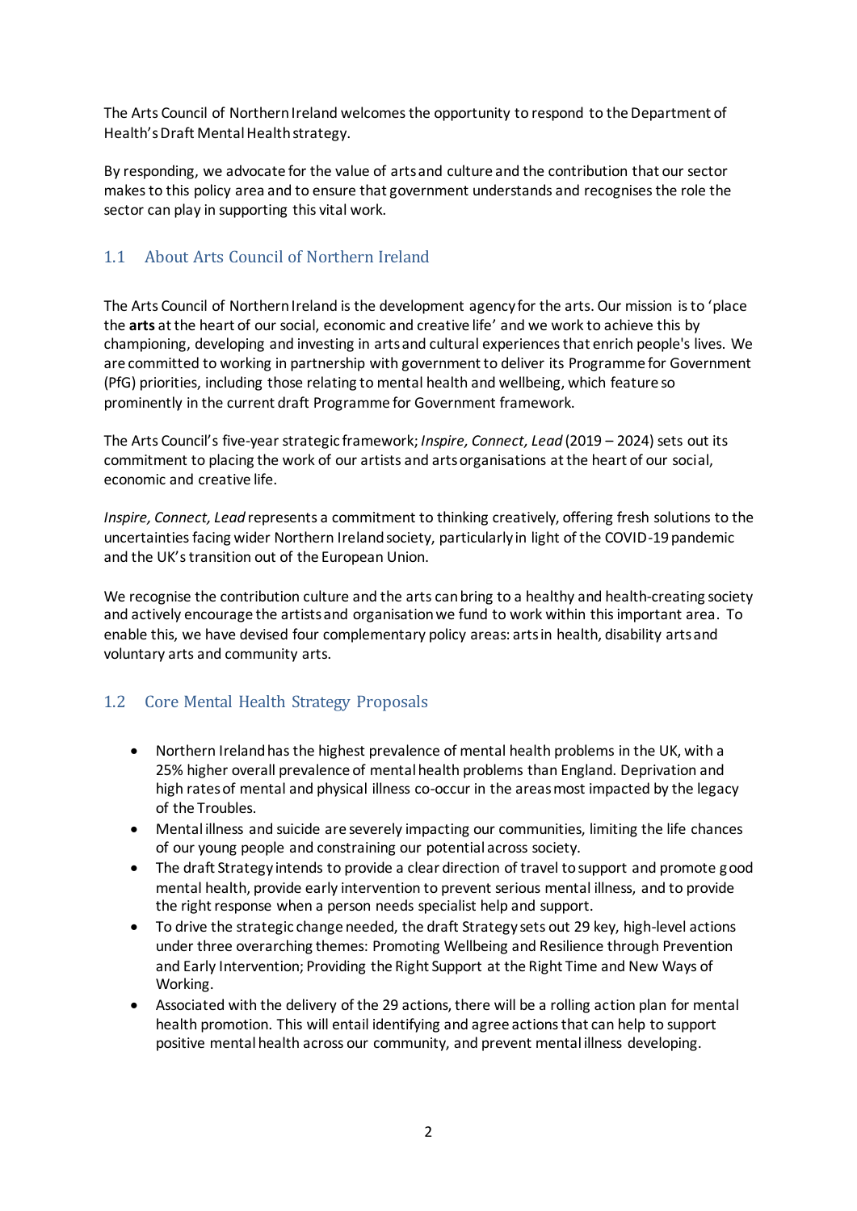The Arts Council of Northern Ireland welcomes the opportunity to respond to the Department of Health's Draft Mental Health strategy.

By responding, we advocate for the value of arts and culture and the contribution that our sector makes to this policy area and to ensure that government understands and recognises the role the sector can play in supporting this vital work.

## 1.1 About Arts Council of Northern Ireland

The Arts Council of Northern Ireland is the development agency for the arts. Our mission is to 'place the **arts** at the heart of our social, economic and creative life' and we work to achieve this by championing, developing and investing in arts and cultural experiences that enrich people's lives. We are committed to working in partnership with government to deliver its Programme for Government (PfG) priorities, including those relating to mental health and wellbeing, which feature so prominently in the current draft Programme for Government framework.

The Arts Council's five-year strategic framework; *Inspire, Connect, Lead* (2019 – 2024) sets out its commitment to placing the work of our artists and arts organisations at the heart of our social, economic and creative life.

*Inspire, Connect, Lead* represents a commitment to thinking creatively, offering fresh solutions to the uncertainties facing wider Northern Ireland society, particularly in light of the COVID-19 pandemic and the UK's transition out of the European Union.

We recognise the contribution culture and the arts can bring to a healthy and health-creating society and actively encourage the artists and organisation we fund to work within this important area. To enable this, we have devised four complementary policy areas: arts in health, disability arts and voluntary arts and community arts.

## 1.2 Core Mental Health Strategy Proposals

- Northern Ireland has the highest prevalence of mental health problems in the UK, with a 25% higher overall prevalence of mental health problems than England. Deprivation and high rates of mental and physical illness co-occur in the areas most impacted by the legacy of the Troubles.
- Mental illness and suicide are severely impacting our communities, limiting the life chances of our young people and constraining our potential across society.
- The draft Strategy intends to provide a clear direction of travel to support and promote good mental health, provide early intervention to prevent serious mental illness, and to provide the right response when a person needs specialist help and support.
- To drive the strategic change needed, the draft Strategy sets out 29 key, high-level actions under three overarching themes: Promoting Wellbeing and Resilience through Prevention and Early Intervention; Providing the Right Support at the Right Time and New Ways of Working.
- Associated with the delivery of the 29 actions, there will be a rolling action plan for mental health promotion. This will entail identifying and agree actions that can help to support positive mental health across our community, and prevent mental illness developing.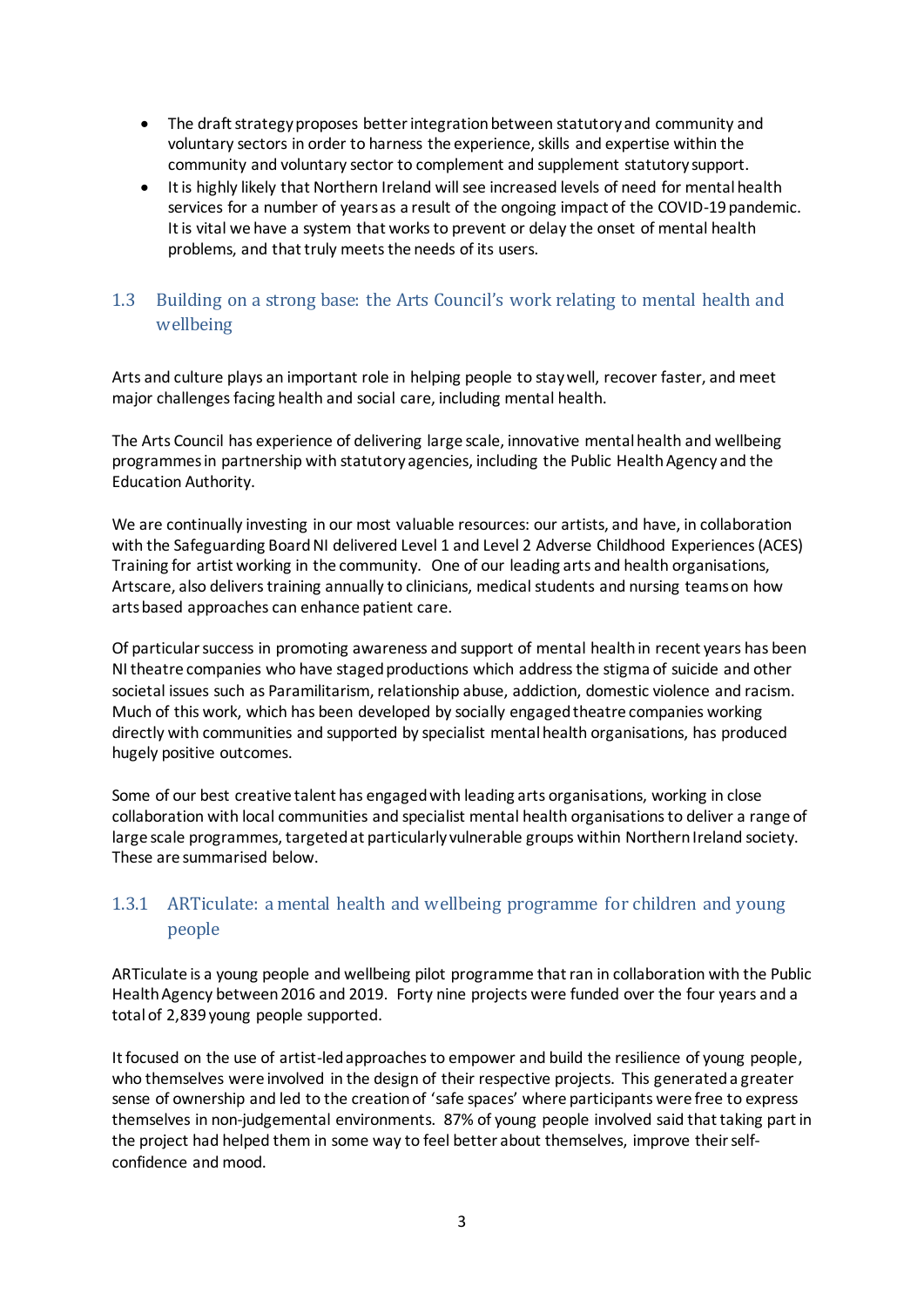- The draft strategy proposes better integration between statutory and community and voluntary sectors in order to harness the experience, skills and expertise within the community and voluntary sector to complement and supplement statutory support.
- It is highly likely that Northern Ireland will see increased levels of need for mental health services for a number of years as a result of the ongoing impact of the COVID-19 pandemic. It is vital we have a system that works to prevent or delay the onset of mental health problems, and that truly meets the needs of its users.

## 1.3 Building on a strong base: the Arts Council's work relating to mental health and wellbeing

Arts and culture plays an important role in helping people to stay well, recover faster, and meet major challenges facing health and social care, including mental health.

The Arts Council has experience of delivering large scale, innovative mental health and wellbeing programmes in partnership with statutory agencies, including the Public Health Agency and the Education Authority.

We are continually investing in our most valuable resources: our artists, and have, in collaboration with the Safeguarding Board NI delivered Level 1 and Level 2 Adverse Childhood Experiences (ACES) Training for artist working in the community. One of our leading arts and health organisations, Artscare, also delivers training annually to clinicians, medical students and nursing teams on how arts based approaches can enhance patient care.

Of particular success in promoting awareness and support of mental health in recent years has been NI theatre companies who have staged productions which address the stigma of suicide and other societal issues such as Paramilitarism, relationship abuse, addiction, domestic violence and racism. Much of this work, which has been developed by socially engaged theatre companies working directly with communities and supported by specialist mental health organisations, has produced hugely positive outcomes.

Some of our best creative talent has engaged with leading arts organisations, working in close collaboration with local communities and specialist mental health organisations to deliver a range of large scale programmes, targeted at particularly vulnerable groups within Northern Ireland society. These are summarised below.

### 1.3.1 ARTiculate: a mental health and wellbeing programme for children and young people

ARTiculate is a young people and wellbeing pilot programme that ran in collaboration with the Public Health Agency between 2016 and 2019. Forty nine projects were funded over the four years and a total of 2,839 young people supported.

It focused on the use of artist-led approaches to empower and build the resilience of young people, who themselves were involved in the design of their respective projects. This generated a greater sense of ownership and led to the creation of 'safe spaces' where participants were free to express themselves in non-judgemental environments. 87% of young people involved said that taking part in the project had helped them in some way to feel better about themselves, improve their self-confidence and mood.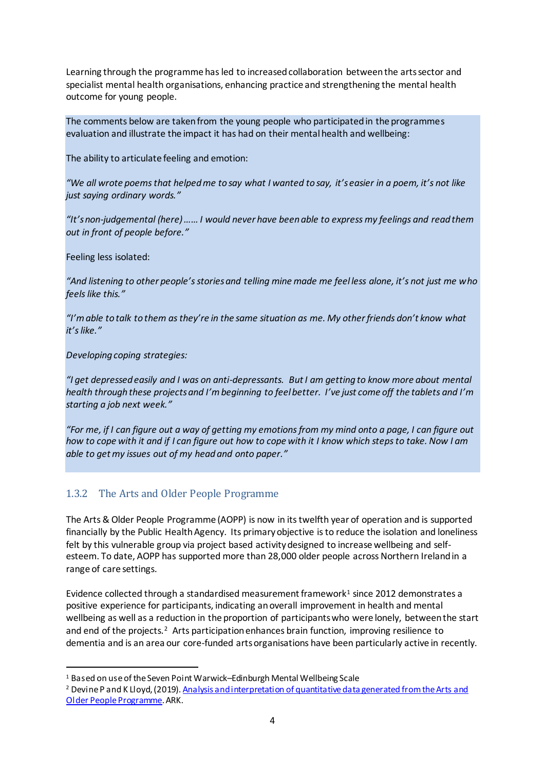Learning through the programme has led to increased collaboration between the arts sector and specialist mental health organisations, enhancing practice and strengthening the mental health outcome for young people.

The comments below are taken from the young people who participated in the programmes evaluation and illustrate the impact it has had on their mental health and wellbeing:

The ability to articulate feeling and emotion:

*"We all wrote poems that helped me to say what I wanted to say, it's easier in a poem, it's not like just saying ordinary words."*

*"It's non-judgemental (here)...... I would never have been able to express my feelings and read them out in front of people before."*

Feeling less isolated:

*"And listening to other people's stories and telling mine made me feel less alone, it's not just me who feels like this."*

*"I'm able to talk to them as they're in the same situation as me. My other friends don't know what it's like."*

*Developing coping strategies:*

*"I get depressed easily and I was on anti-depressants. But I am getting to know more about mental health through these projects and I'm beginning to feel better. I've just come off the tablets and I'm starting a job next week."*

*"For me, if I can figure out a way of getting my emotions from my mind onto a page, I can figure out how to cope with it and if I can figure out how to cope with it I know which steps to take. Now I am able to get my issues out of my head and onto paper."*

### 1.3.2 The Arts and Older People Programme

The Arts & Older People Programme (AOPP) is now in its twelfth year of operation and is supported financially by the Public Health Agency. Its primary objective is to reduce the isolation and loneliness felt by this vulnerable group via project based activity designed to increase wellbeing and self-esteem. To date, AOPP has supported more than 28,000 older people across Northern Ireland in a range of care settings.

Evidence collected through a standardised measurement framework[1] since 2012 demonstrates a positive experience for participants, indicating an overall improvement in health and mental wellbeing as well as a reduction in the proportion of participants who were lonely, between the start and end of the projects.[2] Arts participation enhances brain function, improving resilience to dementia and is an area our core-funded arts organisations have been particularly active in recently.

---

[1] Based on use of the Seven Point Warwick–Edinburgh Mental Wellbeing Scale

[2] Devine P and K Lloyd, (2019). Analysis and interpretation of quantitative data generated from the Arts and Older People Programme. ARK.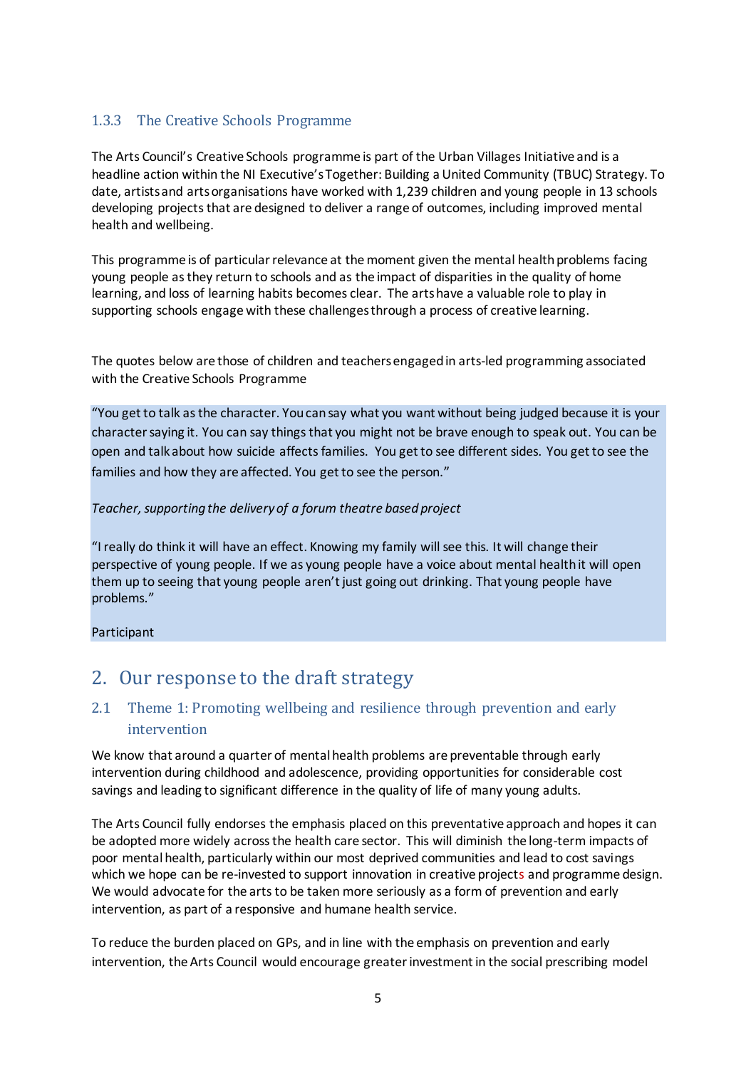### 1.3.3 The Creative Schools Programme

The Arts Council's Creative Schools programme is part of the Urban Villages Initiative and is a headline action within the NI Executive's Together: Building a United Community (TBUC) Strategy. To date, artists and arts organisations have worked with 1,239 children and young people in 13 schools developing projects that are designed to deliver a range of outcomes, including improved mental health and wellbeing.

This programme is of particular relevance at the moment given the mental health problems facing young people as they return to schools and as the impact of disparities in the quality of home learning, and loss of learning habits becomes clear. The arts have a valuable role to play in supporting schools engage with these challenges through a process of creative learning.

The quotes below are those of children and teachers engaged in arts-led programming associated with the Creative Schools Programme

> "You get to talk as the character. You can say what you want without being judged because it is your character saying it. You can say things that you might not be brave enough to speak out. You can be open and talk about how suicide affects families. You get to see different sides. You get to see the families and how they are affected. You get to see the person."
>
> *Teacher, supporting the delivery of a forum theatre based project*
>
> "I really do think it will have an effect. Knowing my family will see this. It will change their perspective of young people. If we as young people have a voice about mental health it will open them up to seeing that young people aren't just going out drinking. That young people have problems."
>
> Participant

## 2. Our response to the draft strategy

### 2.1 Theme 1: Promoting wellbeing and resilience through prevention and early intervention

We know that around a quarter of mental health problems are preventable through early intervention during childhood and adolescence, providing opportunities for considerable cost savings and leading to significant difference in the quality of life of many young adults.

The Arts Council fully endorses the emphasis placed on this preventative approach and hopes it can be adopted more widely across the health care sector. This will diminish the long-term impacts of poor mental health, particularly within our most deprived communities and lead to cost savings which we hope can be re-invested to support innovation in creative projects and programme design. We would advocate for the arts to be taken more seriously as a form of prevention and early intervention, as part of a responsive and humane health service.

To reduce the burden placed on GPs, and in line with the emphasis on prevention and early intervention, the Arts Council would encourage greater investment in the social prescribing model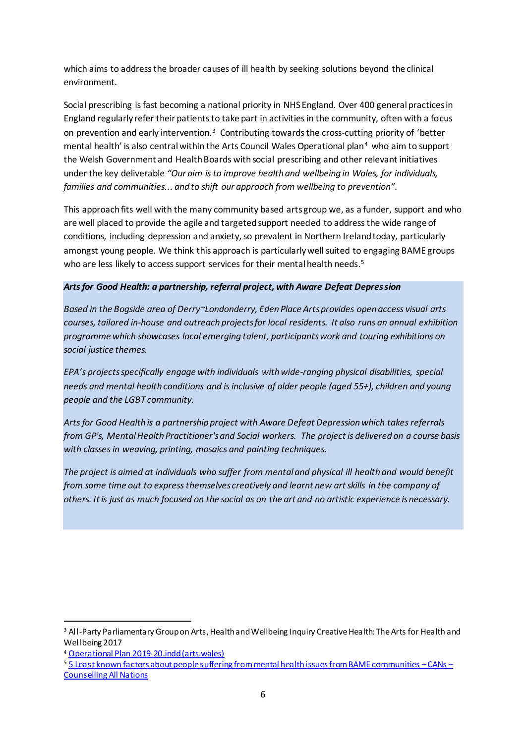which aims to address the broader causes of ill health by seeking solutions beyond the clinical environment.

Social prescribing is fast becoming a national priority in NHS England. Over 400 general practices in England regularly refer their patients to take part in activities in the community, often with a focus on prevention and early intervention.[3] Contributing towards the cross-cutting priority of 'better mental health' is also central within the Arts Council Wales Operational plan[4] who aim to support the Welsh Government and Health Boards with social prescribing and other relevant initiatives under the key deliverable *"Our aim is to improve health and wellbeing in Wales, for individuals, families and communities... and to shift our approach from wellbeing to prevention".*

This approach fits well with the many community based arts group we, as a funder, support and who are well placed to provide the agile and targeted support needed to address the wide range of conditions, including depression and anxiety, so prevalent in Northern Ireland today, particularly amongst young people. We think this approach is particularly well suited to engaging BAME groups who are less likely to access support services for their mental health needs.[5]

***Arts for Good Health: a partnership, referral project, with Aware Defeat Depression***

*Based in the Bogside area of Derry~Londonderry, Eden Place Arts provides open access visual arts courses, tailored in-house and outreach projects for local residents. It also runs an annual exhibition programme which showcases local emerging talent, participants work and touring exhibitions on social justice themes.*

*EPA's projects specifically engage with individuals with wide-ranging physical disabilities, special needs and mental health conditions and is inclusive of older people (aged 55+), children and young people and the LGBT community.*

*Arts for Good Health is a partnership project with Aware Defeat Depression which takes referrals from GP's, Mental Health Practitioner's and Social workers. The project is delivered on a course basis with classes in weaving, printing, mosaics and painting techniques.*

*The project is aimed at individuals who suffer from mental and physical ill health and would benefit from some time out to express themselves creatively and learnt new art skills in the company of others. It is just as much focused on the social as on the art and no artistic experience is necessary.*

---

[3] All-Party Parliamentary Group on Arts, Health and Wellbeing Inquiry Creative Health: The Arts for Health and Wellbeing 2017

[4] [Operational Plan 2019-20.indd (arts.wales)]()

[5] [5 Least known factors about people suffering from mental health issues from BAME communities – CANs – Counselling All Nations]()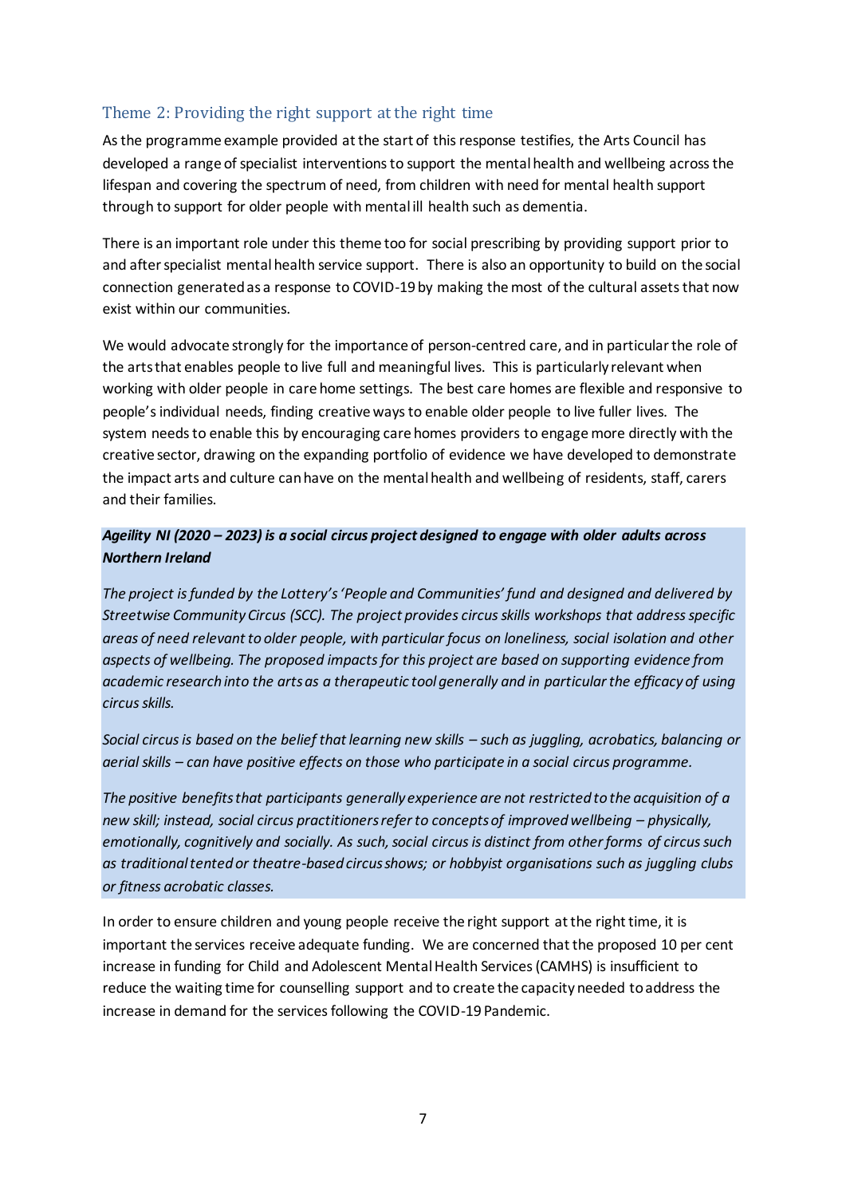## Theme 2: Providing the right support at the right time

As the programme example provided at the start of this response testifies, the Arts Council has developed a range of specialist interventions to support the mental health and wellbeing across the lifespan and covering the spectrum of need, from children with need for mental health support through to support for older people with mental ill health such as dementia.

There is an important role under this theme too for social prescribing by providing support prior to and after specialist mental health service support. There is also an opportunity to build on the social connection generated as a response to COVID-19 by making the most of the cultural assets that now exist within our communities.

We would advocate strongly for the importance of person-centred care, and in particular the role of the arts that enables people to live full and meaningful lives. This is particularly relevant when working with older people in care home settings. The best care homes are flexible and responsive to people's individual needs, finding creative ways to enable older people to live fuller lives. The system needs to enable this by encouraging care homes providers to engage more directly with the creative sector, drawing on the expanding portfolio of evidence we have developed to demonstrate the impact arts and culture can have on the mental health and wellbeing of residents, staff, carers and their families.

***Ageility NI (2020 – 2023) is a social circus project designed to engage with older adults across Northern Ireland***

*The project is funded by the Lottery's 'People and Communities' fund and designed and delivered by Streetwise Community Circus (SCC). The project provides circus skills workshops that address specific areas of need relevant to older people, with particular focus on loneliness, social isolation and other aspects of wellbeing. The proposed impacts for this project are based on supporting evidence from academic research into the arts as a therapeutic tool generally and in particular the efficacy of using circus skills.*

*Social circus is based on the belief that learning new skills – such as juggling, acrobatics, balancing or aerial skills – can have positive effects on those who participate in a social circus programme.*

*The positive benefits that participants generally experience are not restricted to the acquisition of a new skill; instead, social circus practitioners refer to concepts of improved wellbeing – physically, emotionally, cognitively and socially. As such, social circus is distinct from other forms of circus such as traditional tented or theatre-based circus shows; or hobbyist organisations such as juggling clubs or fitness acrobatic classes.*

In order to ensure children and young people receive the right support at the right time, it is important the services receive adequate funding. We are concerned that the proposed 10 per cent increase in funding for Child and Adolescent Mental Health Services (CAMHS) is insufficient to reduce the waiting time for counselling support and to create the capacity needed to address the increase in demand for the services following the COVID-19 Pandemic.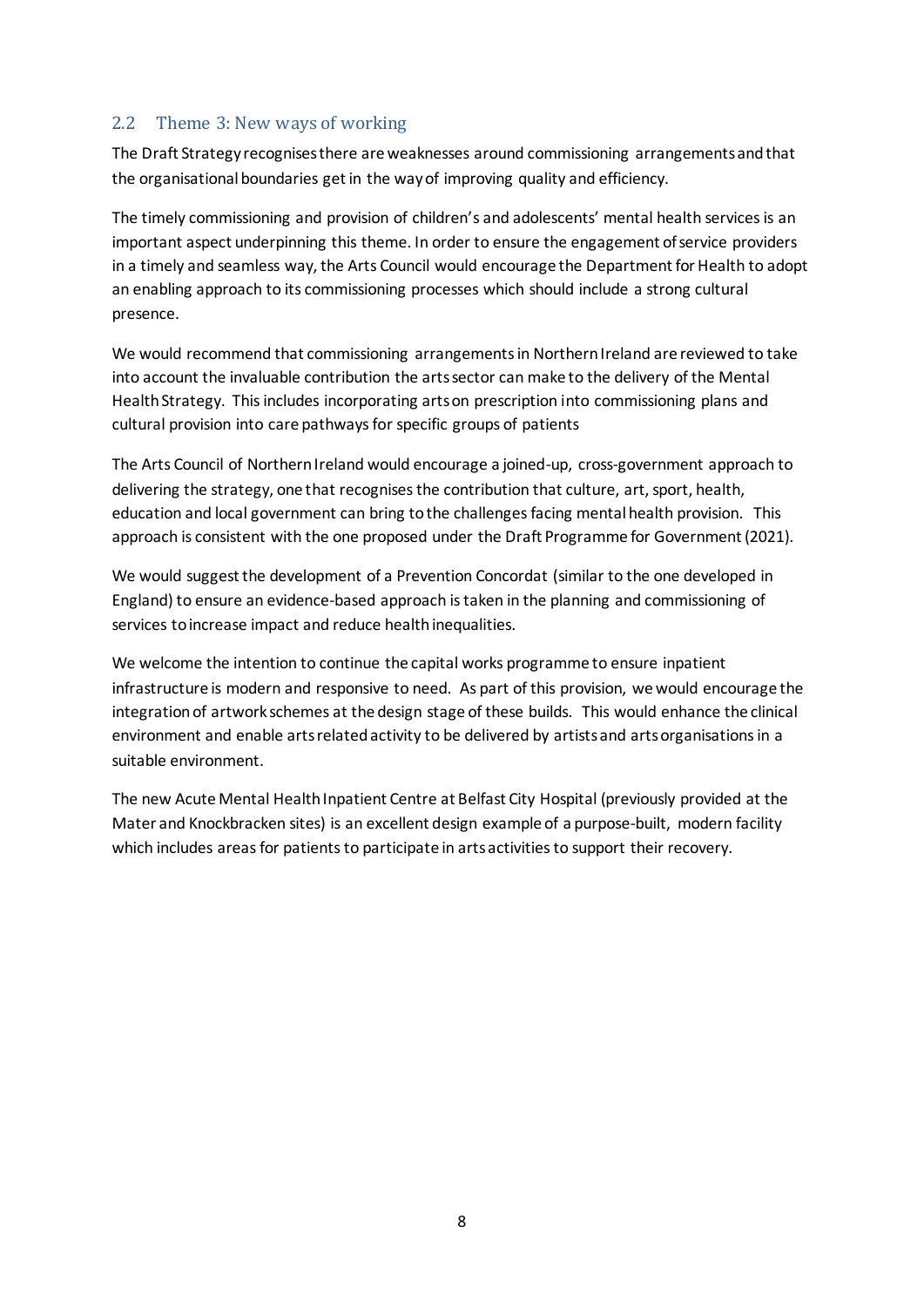## 2.2 Theme 3: New ways of working

The Draft Strategy recognises there are weaknesses around commissioning arrangements and that the organisational boundaries get in the way of improving quality and efficiency.

The timely commissioning and provision of children's and adolescents' mental health services is an important aspect underpinning this theme. In order to ensure the engagement of service providers in a timely and seamless way, the Arts Council would encourage the Department for Health to adopt an enabling approach to its commissioning processes which should include a strong cultural presence.

We would recommend that commissioning arrangements in Northern Ireland are reviewed to take into account the invaluable contribution the arts sector can make to the delivery of the Mental Health Strategy. This includes incorporating arts on prescription into commissioning plans and cultural provision into care pathways for specific groups of patients

The Arts Council of Northern Ireland would encourage a joined-up, cross-government approach to delivering the strategy, one that recognises the contribution that culture, art, sport, health, education and local government can bring to the challenges facing mental health provision. This approach is consistent with the one proposed under the Draft Programme for Government (2021).

We would suggest the development of a Prevention Concordat (similar to the one developed in England) to ensure an evidence-based approach is taken in the planning and commissioning of services to increase impact and reduce health inequalities.

We welcome the intention to continue the capital works programme to ensure inpatient infrastructure is modern and responsive to need. As part of this provision, we would encourage the integration of artwork schemes at the design stage of these builds. This would enhance the clinical environment and enable arts related activity to be delivered by artists and arts organisations in a suitable environment.

The new Acute Mental Health Inpatient Centre at Belfast City Hospital (previously provided at the Mater and Knockbracken sites) is an excellent design example of a purpose-built, modern facility which includes areas for patients to participate in arts activities to support their recovery.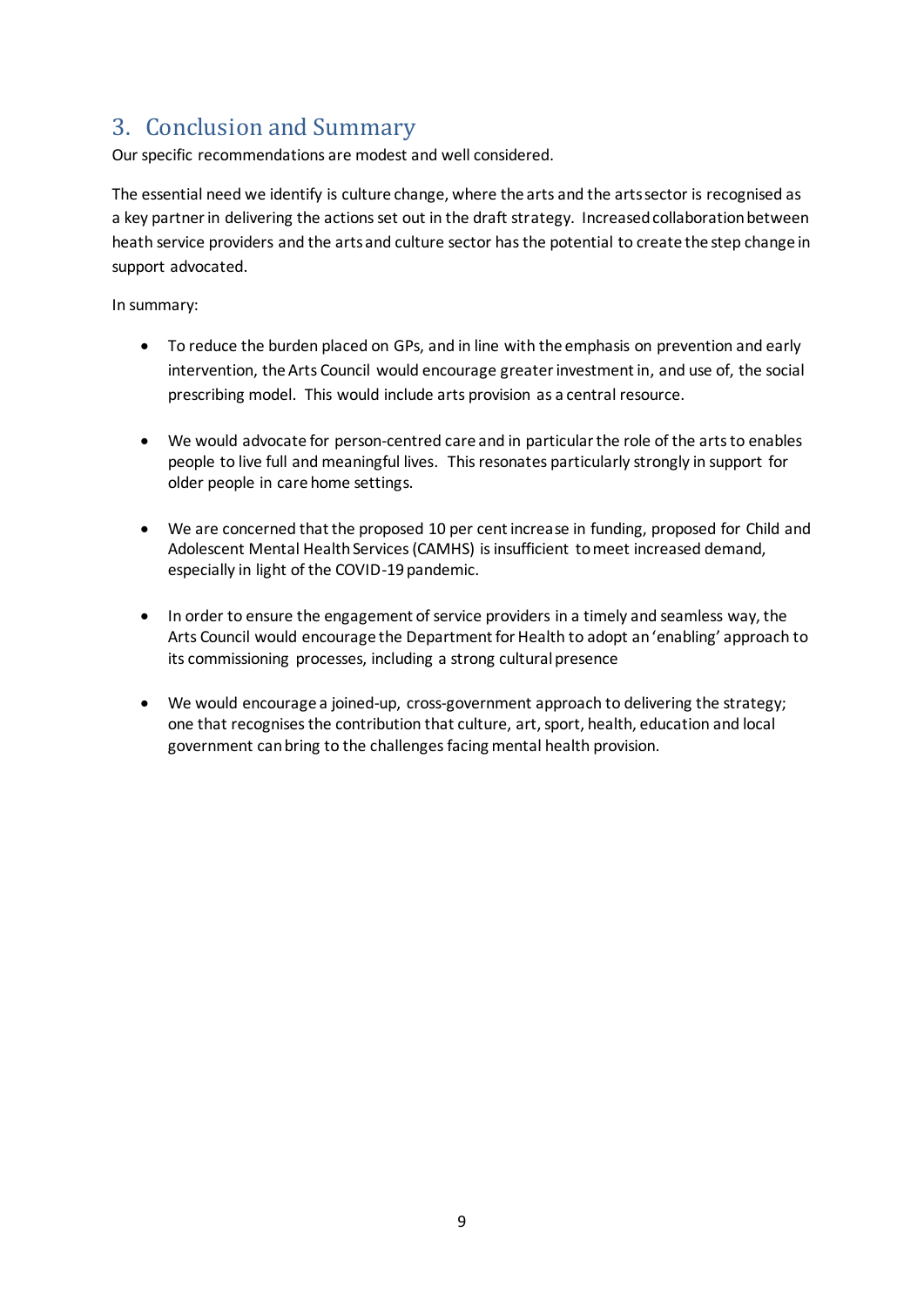## 3. Conclusion and Summary

Our specific recommendations are modest and well considered.

The essential need we identify is culture change, where the arts and the arts sector is recognised as a key partner in delivering the actions set out in the draft strategy. Increased collaboration between heath service providers and the arts and culture sector has the potential to create the step change in support advocated.

In summary:

- To reduce the burden placed on GPs, and in line with the emphasis on prevention and early intervention, the Arts Council would encourage greater investment in, and use of, the social prescribing model. This would include arts provision as a central resource.

- We would advocate for person-centred care and in particular the role of the arts to enables people to live full and meaningful lives. This resonates particularly strongly in support for older people in care home settings.

- We are concerned that the proposed 10 per cent increase in funding, proposed for Child and Adolescent Mental Health Services (CAMHS) is insufficient to meet increased demand, especially in light of the COVID-19 pandemic.

- In order to ensure the engagement of service providers in a timely and seamless way, the Arts Council would encourage the Department for Health to adopt an 'enabling' approach to its commissioning processes, including a strong cultural presence

- We would encourage a joined-up, cross-government approach to delivering the strategy; one that recognises the contribution that culture, art, sport, health, education and local government can bring to the challenges facing mental health provision.